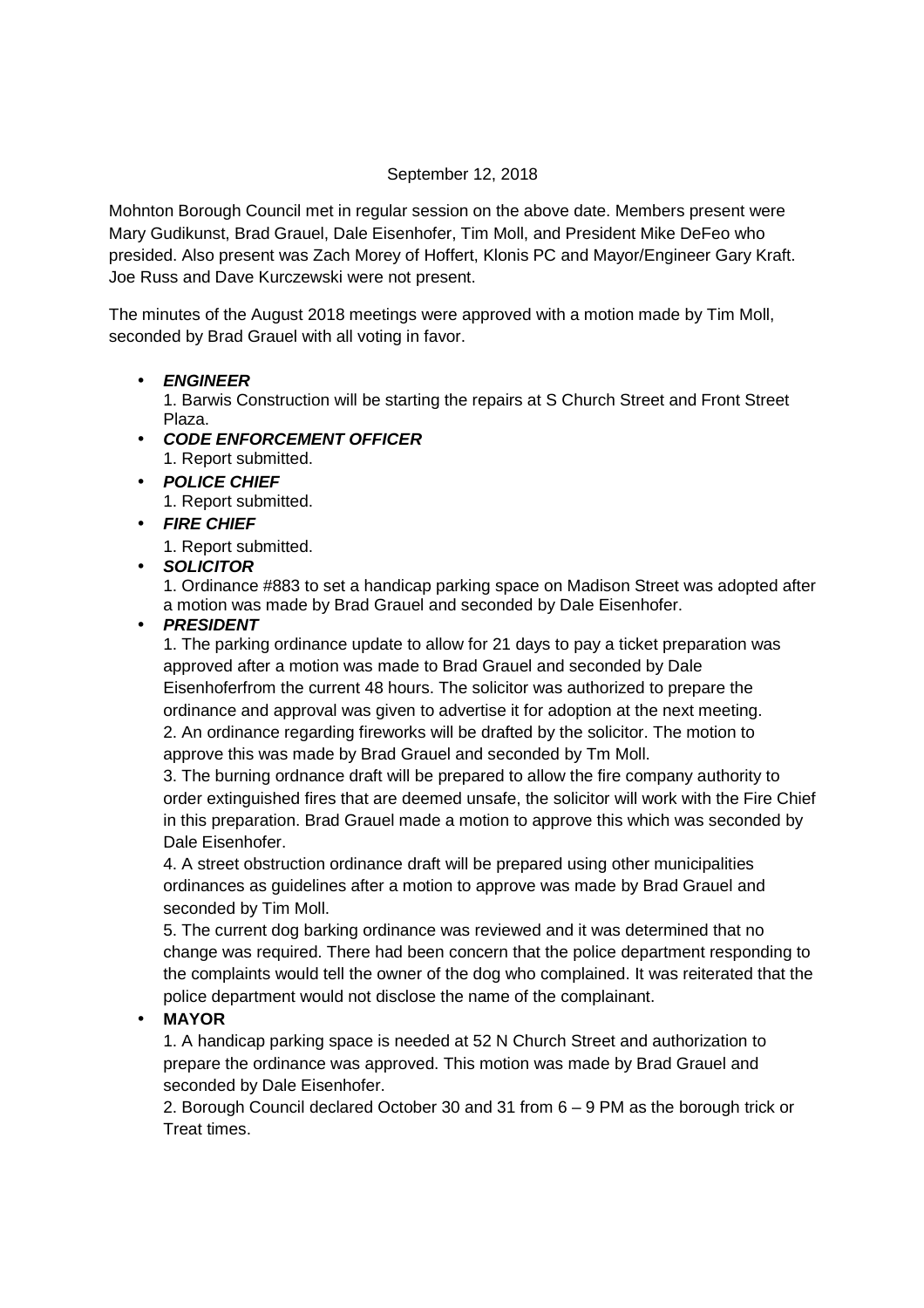September 12, 2018

Mohnton Borough Council met in regular session on the above date. Members present were Mary Gudikunst, Brad Grauel, Dale Eisenhofer, Tim Moll, and President Mike DeFeo who presided. Also present was Zach Morey of Hoffert, Klonis PC and Mayor/Engineer Gary Kraft. Joe Russ and Dave Kurczewski were not present.

The minutes of the August 2018 meetings were approved with a motion made by Tim Moll, seconded by Brad Grauel with all voting in favor.

- ***ENGINEER***
  1. Barwis Construction will be starting the repairs at S Church Street and Front Street Plaza.
- ***CODE ENFORCEMENT OFFICER***
  1. Report submitted.
- ***POLICE CHIEF***
  1. Report submitted.
- ***FIRE CHIEF***
  1. Report submitted.
- ***SOLICITOR***
  1. Ordinance #883 to set a handicap parking space on Madison Street was adopted after a motion was made by Brad Grauel and seconded by Dale Eisenhofer.
- ***PRESIDENT***
  1. The parking ordinance update to allow for 21 days to pay a ticket preparation was approved after a motion was made to Brad Grauel and seconded by Dale Eisenhoferfrom the current 48 hours. The solicitor was authorized to prepare the ordinance and approval was given to advertise it for adoption at the next meeting.
  2. An ordinance regarding fireworks will be drafted by the solicitor. The motion to approve this was made by Brad Grauel and seconded by Tm Moll.
  3. The burning ordnance draft will be prepared to allow the fire company authority to order extinguished fires that are deemed unsafe, the solicitor will work with the Fire Chief in this preparation. Brad Grauel made a motion to approve this which was seconded by Dale Eisenhofer.
  4. A street obstruction ordinance draft will be prepared using other municipalities ordinances as guidelines after a motion to approve was made by Brad Grauel and seconded by Tim Moll.
  5. The current dog barking ordinance was reviewed and it was determined that no change was required. There had been concern that the police department responding to the complaints would tell the owner of the dog who complained. It was reiterated that the police department would not disclose the name of the complainant.
- **MAYOR**
  1. A handicap parking space is needed at 52 N Church Street and authorization to prepare the ordinance was approved. This motion was made by Brad Grauel and seconded by Dale Eisenhofer.
  2. Borough Council declared October 30 and 31 from 6 – 9 PM as the borough trick or Treat times.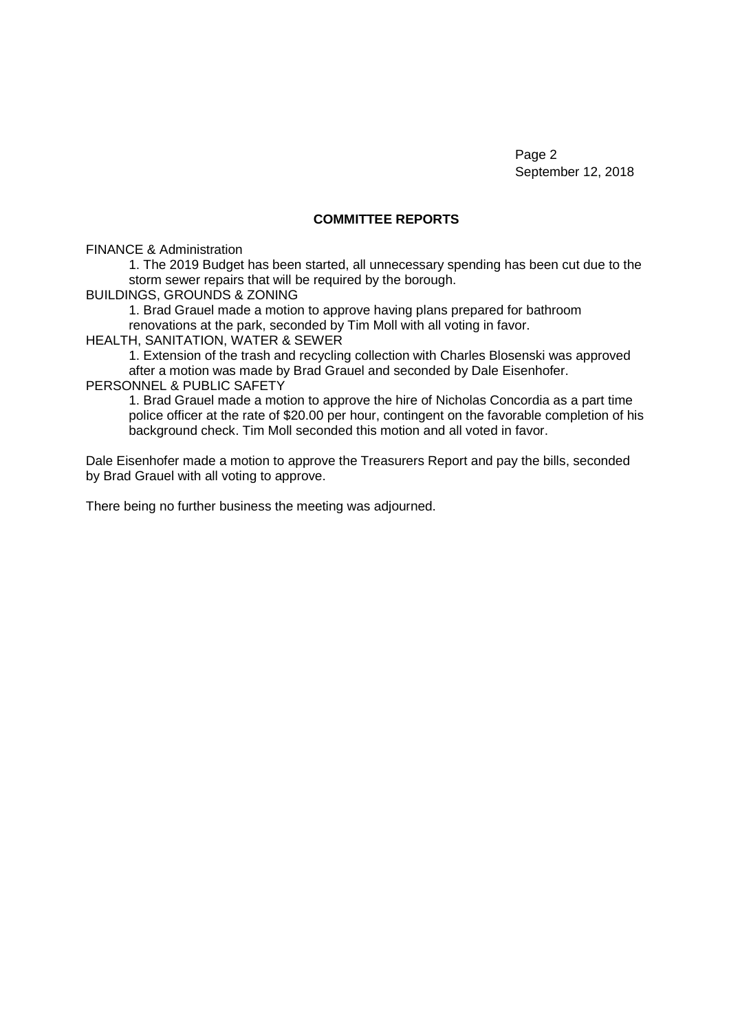## COMMITTEE REPORTS

FINANCE & Administration

1. The 2019 Budget has been started, all unnecessary spending has been cut due to the storm sewer repairs that will be required by the borough.

BUILDINGS, GROUNDS & ZONING

1. Brad Grauel made a motion to approve having plans prepared for bathroom renovations at the park, seconded by Tim Moll with all voting in favor.

HEALTH, SANITATION, WATER & SEWER

1. Extension of the trash and recycling collection with Charles Blosenski was approved after a motion was made by Brad Grauel and seconded by Dale Eisenhofer.

PERSONNEL & PUBLIC SAFETY

1. Brad Grauel made a motion to approve the hire of Nicholas Concordia as a part time police officer at the rate of $20.00 per hour, contingent on the favorable completion of his background check. Tim Moll seconded this motion and all voted in favor.

Dale Eisenhofer made a motion to approve the Treasurers Report and pay the bills, seconded by Brad Grauel with all voting to approve.

There being no further business the meeting was adjourned.